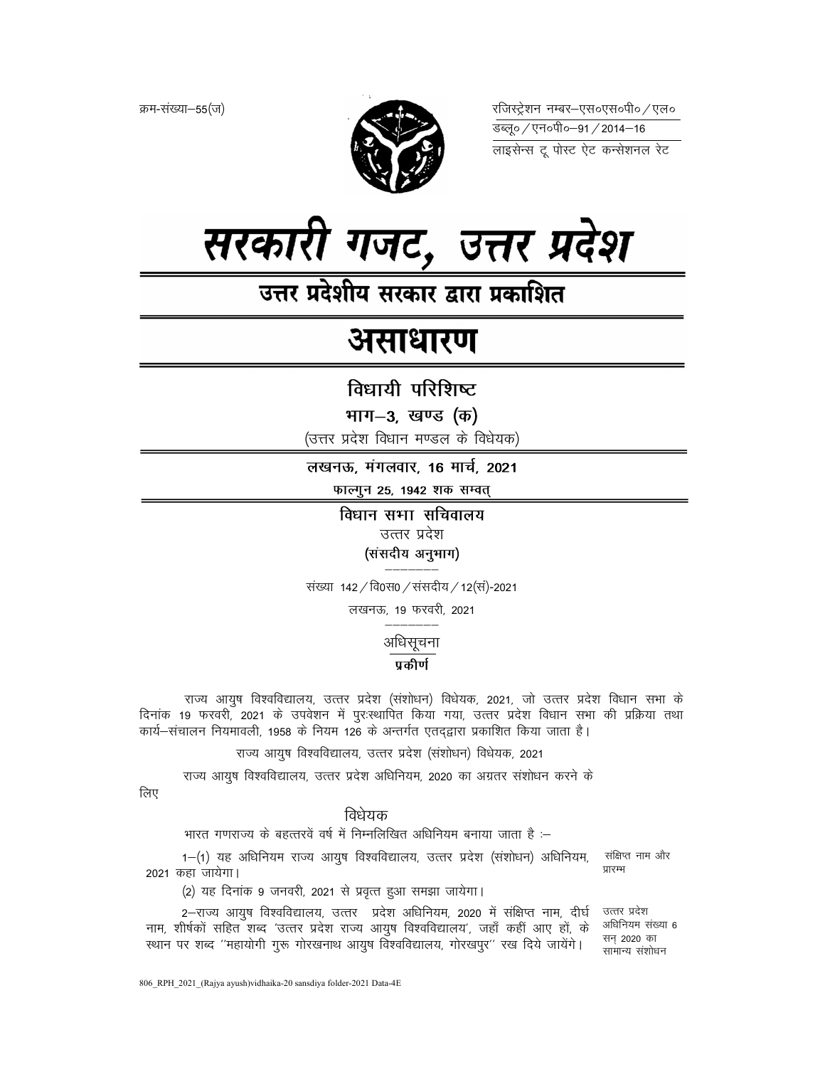क्रम-संख्या–55(ज)

रजिस्ट्रेशन नम्बर–एस०एस०पी० / एल० डब्लू० / एन०पी०–91 / 2014–16

लाइसेन्स टू पोस्ट ऐट कन्सेशनल रेट

# सरकारी गजट, उत्तर प्रदेश

## उत्तर प्रदेशीय सरकार द्वारा प्रकाशित

# असाधारण

## विधायी परिशिष्ट

### भाग–3, खण्ड (क)

(उत्तर प्रदेश विधान मण्डल के विधेयक)

**लखनऊ, मंगलवार, 16 मार्च, 2021**

**फाल्गुन 25, 1942 शक सम्वत्**

## विधान सभा सचिवालय

उत्तर प्रदेश

**(संसदीय अनुभाग)**

संख्या 142 / वि०स० / संसदीय / 12(सं)-2021

लखनऊ, 19 फरवरी, 2021

अधिसूचना

**प्रकीर्ण**

राज्य आयुष विश्वविद्यालय, उत्तर प्रदेश (संशोधन) विधेयक, 2021, जो उत्तर प्रदेश विधान सभा के दिनांक 19 फरवरी, 2021 के उपवेशन में पुरःस्थापित किया गया, उत्तर प्रदेश विधान सभा की प्रक्रिया तथा कार्य–संचालन नियमावली, 1958 के नियम 126 के अन्तर्गत एतद्द्वारा प्रकाशित किया जाता है।

राज्य आयुष विश्वविद्यालय, उत्तर प्रदेश (संशोधन) विधेयक, 2021

राज्य आयुष विश्वविद्यालय, उत्तर प्रदेश अधिनियम, 2020 का अग्रतर संशोधन करने के लिए

विधेयक

भारत गणराज्य के बहत्तरवें वर्ष में निम्नलिखित अधिनियम बनाया जाता है :–

संक्षिप्त नाम और प्रारम्भ

1–(1) यह अधिनियम राज्य आयुष विश्वविद्यालय, उत्तर प्रदेश (संशोधन) अधिनियम, 2021 कहा जायेगा।

(2) यह दिनांक 9 जनवरी, 2021 से प्रवृत्त हुआ समझा जायेगा।

उत्तर प्रदेश अधिनियम संख्या 6 सन् 2020 का सामान्य संशोधन

2–राज्य आयुष विश्वविद्यालय, उत्तर प्रदेश अधिनियम, 2020 में संक्षिप्त नाम, दीर्घ नाम, शीर्षकों सहित शब्द 'उत्तर प्रदेश राज्य आयुष विश्वविद्यालय', जहाँ कहीं आए हों, के स्थान पर शब्द ''महायोगी गुरू गोरखनाथ आयुष विश्वविद्यालय, गोरखपुर'' रख दिये जायेंगे।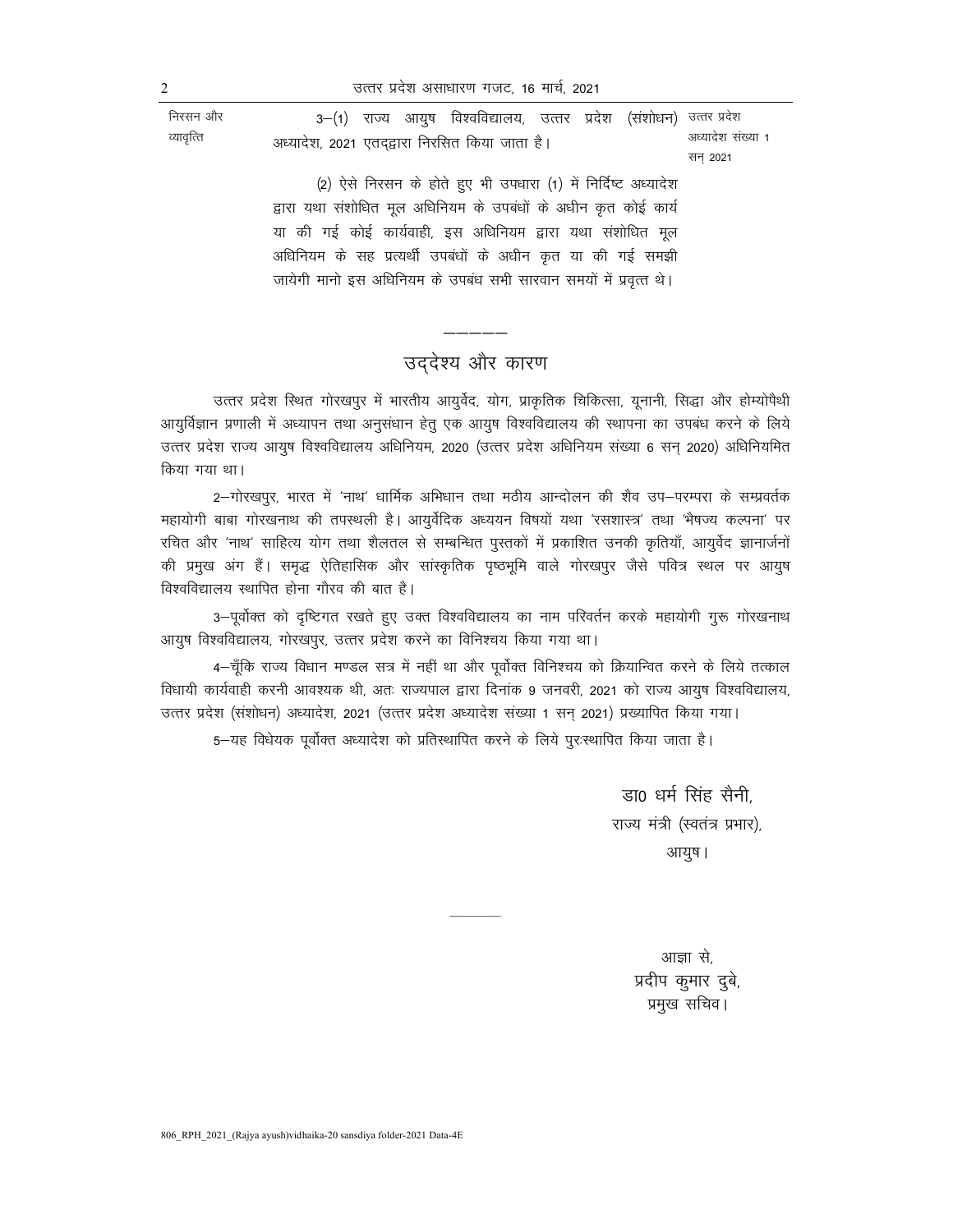निरसन और व्यावृत्ति

3–(1) राज्य आयुष विश्वविद्यालय, उत्तर प्रदेश (संशोधन) अध्यादेश, 2021 एतद्द्वारा निरसित किया जाता है। (उत्तर प्रदेश अध्यादेश संख्या 1 सन् 2021)

(2) ऐसे निरसन के होते हुए भी उपधारा (1) में निर्दिष्ट अध्यादेश द्वारा यथा संशोधित मूल अधिनियम के उपबंधों के अधीन कृत कोई कार्य या की गई कोई कार्यवाही, इस अधिनियम द्वारा यथा संशोधित मूल अधिनियम के सह प्रत्यर्थी उपबंधों के अधीन कृत या की गई समझी जायेगी मानो इस अधिनियम के उपबंध सभी सारवान समयों में प्रवृत्त थे।

---

## उद्देश्य और कारण

उत्तर प्रदेश स्थित गोरखपुर में भारतीय आयुर्वेद, योग, प्राकृतिक चिकित्सा, यूनानी, सिद्धा और होम्योपैथी आयुर्विज्ञान प्रणाली में अध्यापन तथा अनुसंधान हेतु एक आयुष विश्वविद्यालय की स्थापना का उपबंध करने के लिये उत्तर प्रदेश राज्य आयुष विश्वविद्यालय अधिनियम, 2020 (उत्तर प्रदेश अधिनियम संख्या 6 सन् 2020) अधिनियमित किया गया था।

2–गोरखपुर, भारत में 'नाथ' धार्मिक अभिधान तथा मठीय आन्दोलन की शैव उप–परम्परा के सम्प्रवर्तक महायोगी बाबा गोरखनाथ की तपस्थली है। आयुर्वेदिक अध्ययन विषयों यथा 'रसशास्त्र' तथा 'भैषज्य कल्पना' पर रचित और 'नाथ' साहित्य योग तथा शैलतल से सम्बन्धित पुस्तकों में प्रकाशित उनकी कृतियाँ, आयुर्वेद ज्ञानार्जनों की प्रमुख अंग हैं। समृद्ध ऐतिहासिक और सांस्कृतिक पृष्ठभूमि वाले गोरखपुर जैसे पवित्र स्थल पर आयुष विश्वविद्यालय स्थापित होना गौरव की बात है।

3–पूर्वोक्त को दृष्टिगत रखते हुए उक्त विश्वविद्यालय का नाम परिवर्तन करके महायोगी गुरू गोरखनाथ आयुष विश्वविद्यालय, गोरखपुर, उत्तर प्रदेश करने का विनिश्चय किया गया था।

4–चूँकि राज्य विधान मण्डल सत्र में नहीं था और पूर्वोक्त विनिश्चय को क्रियान्वित करने के लिये तत्काल विधायी कार्यवाही करनी आवश्यक थी, अतः राज्यपाल द्वारा दिनांक 9 जनवरी, 2021 को राज्य आयुष विश्वविद्यालय, उत्तर प्रदेश (संशोधन) अध्यादेश, 2021 (उत्तर प्रदेश अध्यादेश संख्या 1 सन् 2021) प्रख्यापित किया गया।

5–यह विधेयक पूर्वोक्त अध्यादेश को प्रतिस्थापित करने के लिये पुरःस्थापित किया जाता है।

डा0 धर्म सिंह सैनी,
राज्य मंत्री (स्वतंत्र प्रभार),
आयुष।

---

आज्ञा से,
प्रदीप कुमार दुबे,
प्रमुख सचिव।

806_RPH_2021_(Rajya ayush)vidhaika-20 sansdiya folder-2021 Data-4E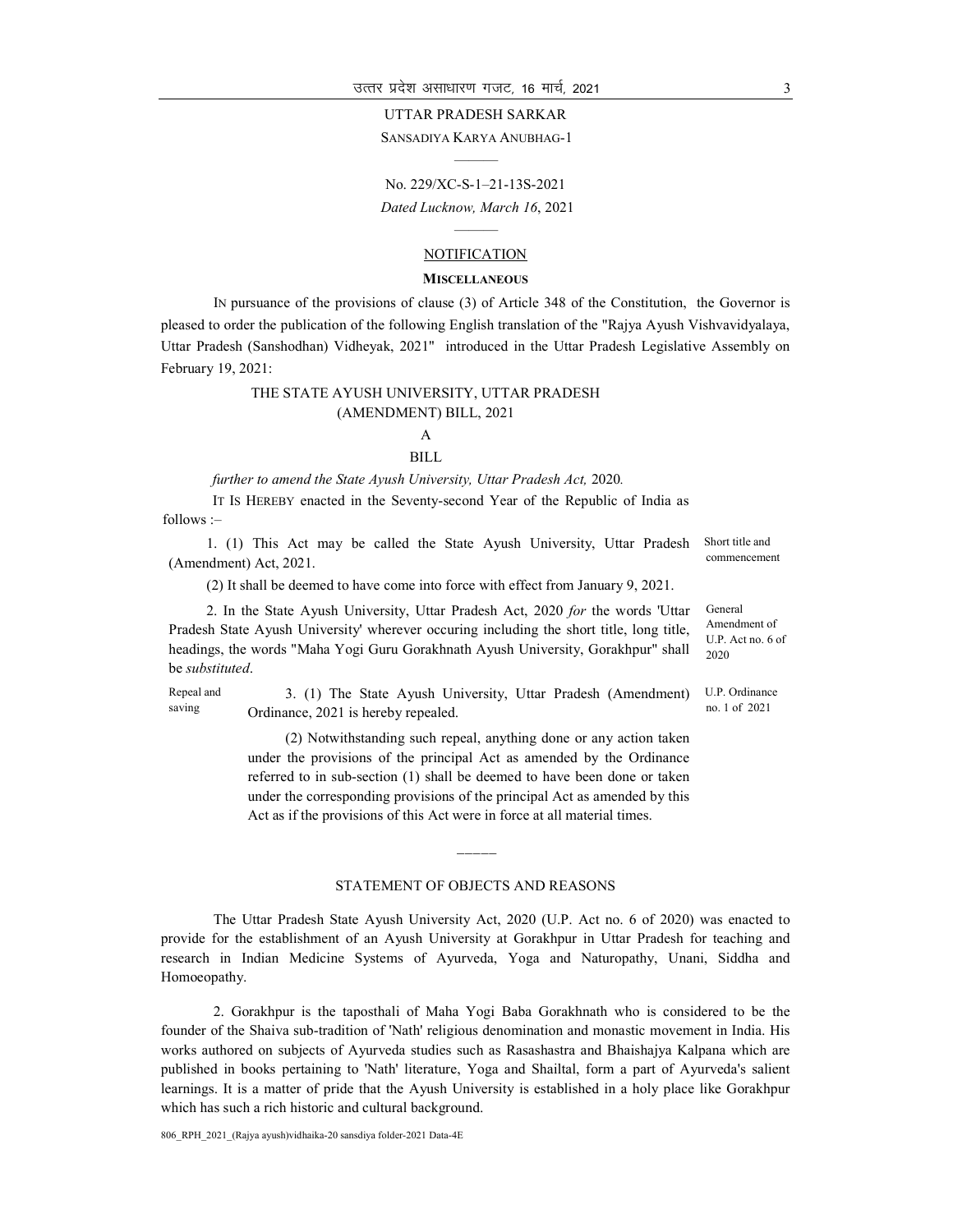UTTAR PRADESH SARKAR

SANSADIYA KARYA ANUBHAG-1

No. 229/XC-S-1–21-13S-2021

*Dated Lucknow, March 16*, 2021

NOTIFICATION

**MISCELLANEOUS**

IN pursuance of the provisions of clause (3) of Article 348 of the Constitution, the Governor is pleased to order the publication of the following English translation of the "Rajya Ayush Vishvavidyalaya, Uttar Pradesh (Sanshodhan) Vidheyak, 2021" introduced in the Uttar Pradesh Legislative Assembly on February 19, 2021:

## THE STATE AYUSH UNIVERSITY, UTTAR PRADESH (AMENDMENT) BILL, 2021

A

BILL

*further to amend the State Ayush University, Uttar Pradesh Act,* 2020*.*

IT IS HEREBY enacted in the Seventy-second Year of the Republic of India as follows :–

Short title and commencement

1. (1) This Act may be called the State Ayush University, Uttar Pradesh (Amendment) Act, 2021.

(2) It shall be deemed to have come into force with effect from January 9, 2021.

General Amendment of U.P. Act no. 6 of 2020

2. In the State Ayush University, Uttar Pradesh Act, 2020 *for* the words 'Uttar Pradesh State Ayush University' wherever occuring including the short title, long title, headings, the words "Maha Yogi Guru Gorakhnath Ayush University, Gorakhpur" shall be *substituted*.

Repeal and saving

U.P. Ordinance no. 1 of 2021

3. (1) The State Ayush University, Uttar Pradesh (Amendment) Ordinance, 2021 is hereby repealed.

(2) Notwithstanding such repeal, anything done or any action taken under the provisions of the principal Act as amended by the Ordinance referred to in sub-section (1) shall be deemed to have been done or taken under the corresponding provisions of the principal Act as amended by this Act as if the provisions of this Act were in force at all material times.

―――――

## STATEMENT OF OBJECTS AND REASONS

The Uttar Pradesh State Ayush University Act, 2020 (U.P. Act no. 6 of 2020) was enacted to provide for the establishment of an Ayush University at Gorakhpur in Uttar Pradesh for teaching and research in Indian Medicine Systems of Ayurveda, Yoga and Naturopathy, Unani, Siddha and Homoeopathy.

2. Gorakhpur is the taposthali of Maha Yogi Baba Gorakhnath who is considered to be the founder of the Shaiva sub-tradition of 'Nath' religious denomination and monastic movement in India. His works authored on subjects of Ayurveda studies such as Rasashastra and Bhaishajya Kalpana which are published in books pertaining to 'Nath' literature, Yoga and Shailtal, form a part of Ayurveda's salient learnings. It is a matter of pride that the Ayush University is established in a holy place like Gorakhpur which has such a rich historic and cultural background.

806_RPH_2021_(Rajya ayush)vidhaika-20 sansdiya folder-2021 Data-4E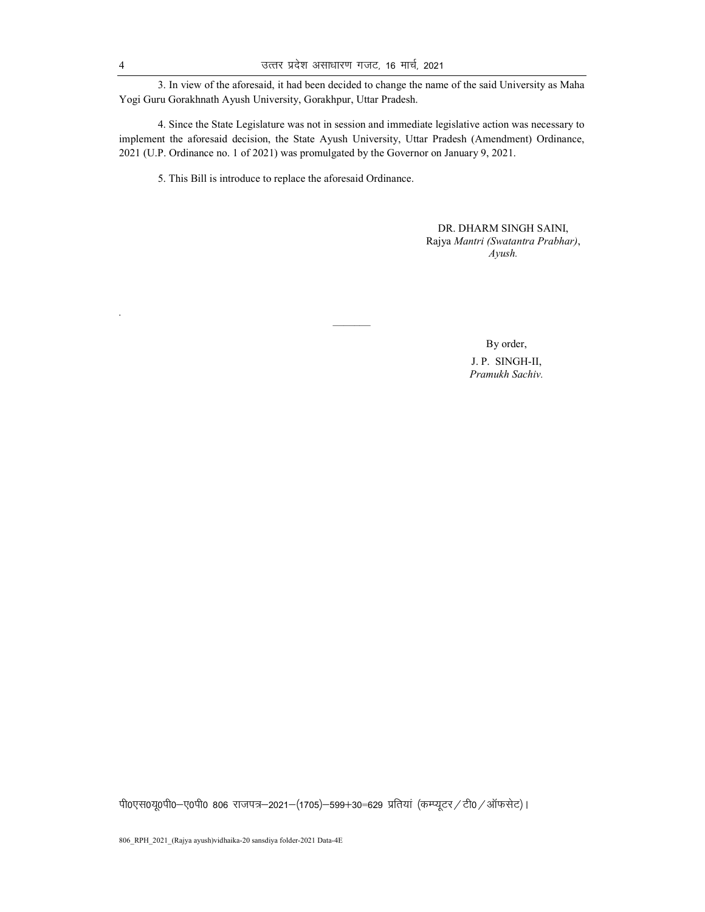3. In view of the aforesaid, it had been decided to change the name of the said University as Maha Yogi Guru Gorakhnath Ayush University, Gorakhpur, Uttar Pradesh.

4. Since the State Legislature was not in session and immediate legislative action was necessary to implement the aforesaid decision, the State Ayush University, Uttar Pradesh (Amendment) Ordinance, 2021 (U.P. Ordinance no. 1 of 2021) was promulgated by the Governor on January 9, 2021.

5. This Bill is introduce to replace the aforesaid Ordinance.

DR. DHARM SINGH SAINI,
Rajya *Mantri (Swatantra Prabhar)*,
*Ayush.*

---

By order,
J. P. SINGH-II,
*Pramukh Sachiv.*

पी0एस0यू0पी0–ए0पी0 806 राजपत्र–2021–(1705)–599+30=629 प्रतियां (कम्प्यूटर/टी0/ऑफसेट)।

806_RPH_2021_(Rajya ayush)vidhaika-20 sansdiya folder-2021 Data-4E